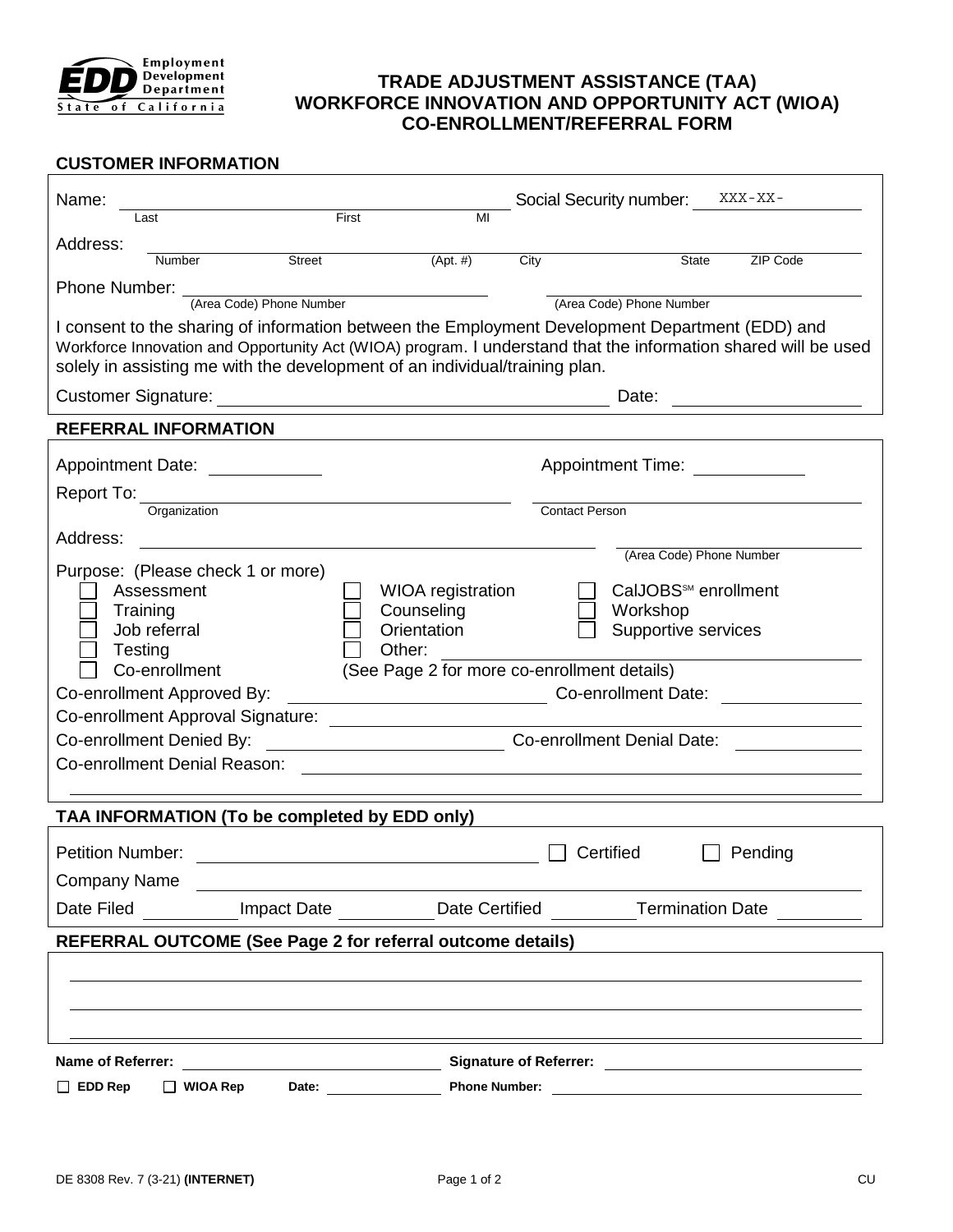**Employment Development Department**
**State of California**

# TRADE ADJUSTMENT ASSISTANCE (TAA) WORKFORCE INNOVATION AND OPPORTUNITY ACT (WIOA) CO-ENROLLMENT/REFERRAL FORM

## CUSTOMER INFORMATION

Name: ______________________________ (Last / First / MI)  Social Security number: XXX-XX-________

Address: ______________________________ (Number / Street / (Apt. #) / City / State / ZIP Code)

Phone Number: ______________________ (Area Code) Phone Number  ______________________ (Area Code) Phone Number

I consent to the sharing of information between the Employment Development Department (EDD) and Workforce Innovation and Opportunity Act (WIOA) program. I understand that the information shared will be used solely in assisting me with the development of an individual/training plan.

Customer Signature: ______________________________ Date: ______________

## REFERRAL INFORMATION

Appointment Date: ____________  Appointment Time: ____________

Report To: ______________________ Organization  ______________________ Contact Person

Address: ______________________________  ______________________ (Area Code) Phone Number

Purpose: (Please check 1 or more)

- ☐ Assessment
- ☐ Training
- ☐ Job referral
- ☐ Testing
- ☐ Co-enrollment
- ☐ WIOA registration
- ☐ Counseling
- ☐ Orientation
- ☐ Other: ______________________
- ☐ CalJOBS℠ enrollment
- ☐ Workshop
- ☐ Supportive services

(See Page 2 for more co-enrollment details)

Co-enrollment Approved By: ______________________ Co-enrollment Date: ____________

Co-enrollment Approval Signature: ______________________________

Co-enrollment Denied By: ______________________ Co-enrollment Denial Date: ____________

Co-enrollment Denial Reason: ______________________________

## TAA INFORMATION (To be completed by EDD only)

Petition Number: ______________________ ☐ Certified ☐ Pending

Company Name ______________________________

Date Filed __________ Impact Date __________ Date Certified __________ Termination Date __________

## REFERRAL OUTCOME (See Page 2 for referral outcome details)

______________________________

______________________________

______________________________

**Name of Referrer:** ______________________ **Signature of Referrer:** ______________________

☐ **EDD Rep** ☐ **WIOA Rep** **Date:** ____________ **Phone Number:** ______________________

DE 8308 Rev. 7 (3-21) **(INTERNET)** CU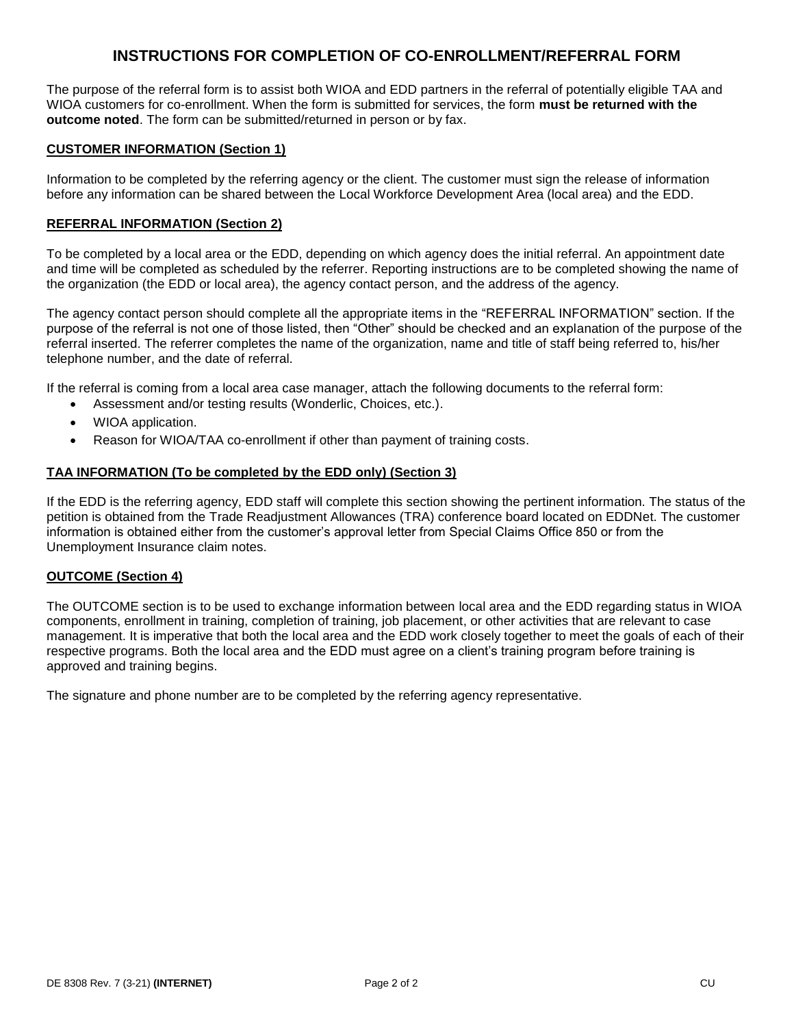# INSTRUCTIONS FOR COMPLETION OF CO-ENROLLMENT/REFERRAL FORM

The purpose of the referral form is to assist both WIOA and EDD partners in the referral of potentially eligible TAA and WIOA customers for co-enrollment. When the form is submitted for services, the form **must be returned with the outcome noted**. The form can be submitted/returned in person or by fax.

## CUSTOMER INFORMATION (Section 1)

Information to be completed by the referring agency or the client. The customer must sign the release of information before any information can be shared between the Local Workforce Development Area (local area) and the EDD.

## REFERRAL INFORMATION (Section 2)

To be completed by a local area or the EDD, depending on which agency does the initial referral. An appointment date and time will be completed as scheduled by the referrer. Reporting instructions are to be completed showing the name of the organization (the EDD or local area), the agency contact person, and the address of the agency.

The agency contact person should complete all the appropriate items in the "REFERRAL INFORMATION" section. If the purpose of the referral is not one of those listed, then "Other" should be checked and an explanation of the purpose of the referral inserted. The referrer completes the name of the organization, name and title of staff being referred to, his/her telephone number, and the date of referral.

If the referral is coming from a local area case manager, attach the following documents to the referral form:

- Assessment and/or testing results (Wonderlic, Choices, etc.).
- WIOA application.
- Reason for WIOA/TAA co-enrollment if other than payment of training costs.

## TAA INFORMATION (To be completed by the EDD only) (Section 3)

If the EDD is the referring agency, EDD staff will complete this section showing the pertinent information. The status of the petition is obtained from the Trade Readjustment Allowances (TRA) conference board located on EDDNet. The customer information is obtained either from the customer's approval letter from Special Claims Office 850 or from the Unemployment Insurance claim notes.

## OUTCOME (Section 4)

The OUTCOME section is to be used to exchange information between local area and the EDD regarding status in WIOA components, enrollment in training, completion of training, job placement, or other activities that are relevant to case management. It is imperative that both the local area and the EDD work closely together to meet the goals of each of their respective programs. Both the local area and the EDD must agree on a client's training program before training is approved and training begins.

The signature and phone number are to be completed by the referring agency representative.

DE 8308 Rev. 7 (3-21) **(INTERNET)** CU